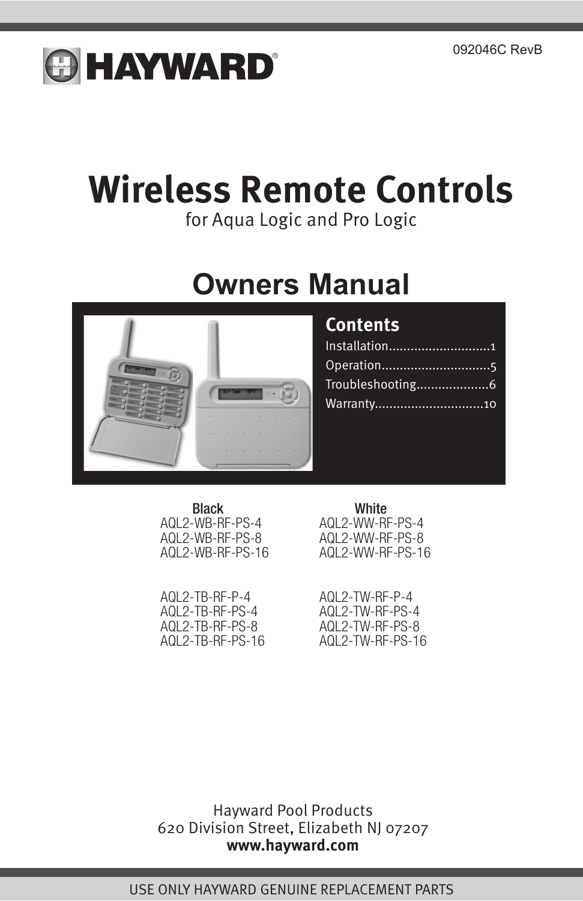092046C RevB

HAYWARD®

# Wireless Remote Controls

for Aqua Logic and Pro Logic

## Owners Manual

### Contents

Installation............................1
Operation..............................5
Troubleshooting....................6
Warranty..............................10

| Black | White |
|---|---|
| AQL2-WB-RF-PS-4 | AQL2-WW-RF-PS-4 |
| AQL2-WB-RF-PS-8 | AQL2-WW-RF-PS-8 |
| AQL2-WB-RF-PS-16 | AQL2-WW-RF-PS-16 |
| | |
| AQL2-TB-RF-P-4 | AQL2-TW-RF-P-4 |
| AQL2-TB-RF-PS-4 | AQL2-TW-RF-PS-4 |
| AQL2-TB-RF-PS-8 | AQL2-TW-RF-PS-8 |
| AQL2-TB-RF-PS-16 | AQL2-TW-RF-PS-16 |

Hayward Pool Products
620 Division Street, Elizabeth NJ 07207
**www.hayward.com**

USE ONLY HAYWARD GENUINE REPLACEMENT PARTS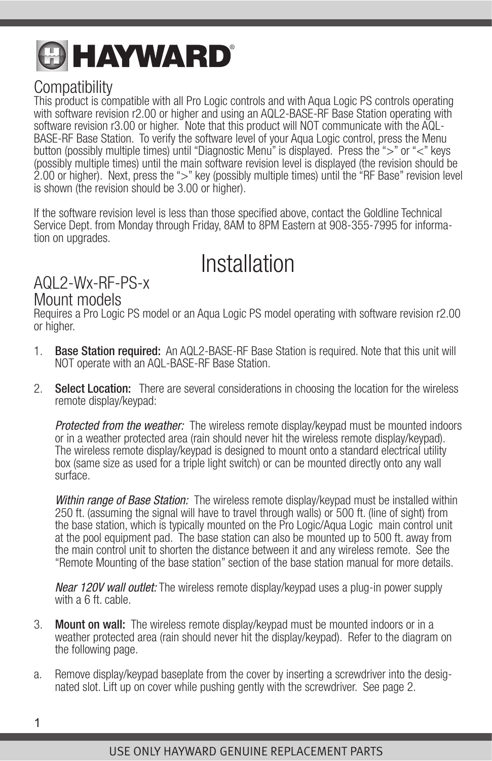# HAYWARD®

## Compatibility

This product is compatible with all Pro Logic controls and with Aqua Logic PS controls operating with software revision r2.00 or higher and using an AQL2-BASE-RF Base Station operating with software revision r3.00 or higher. Note that this product will NOT communicate with the AQL-BASE-RF Base Station. To verify the software level of your Aqua Logic control, press the Menu button (possibly multiple times) until "Diagnostic Menu" is displayed. Press the ">" or "<" keys (possibly multiple times) until the main software revision level is displayed (the revision should be 2.00 or higher). Next, press the ">" key (possibly multiple times) until the "RF Base" revision level is shown (the revision should be 3.00 or higher).

If the software revision level is less than those specified above, contact the Goldline Technical Service Dept. from Monday through Friday, 8AM to 8PM Eastern at 908-355-7995 for information on upgrades.

# Installation

## AQL2-Wx-RF-PS-x Mount models

Requires a Pro Logic PS model or an Aqua Logic PS model operating with software revision r2.00 or higher.

1. **Base Station required:** An AQL2-BASE-RF Base Station is required. Note that this unit will NOT operate with an AQL-BASE-RF Base Station.

2. **Select Location:** There are several considerations in choosing the location for the wireless remote display/keypad:

   *Protected from the weather:* The wireless remote display/keypad must be mounted indoors or in a weather protected area (rain should never hit the wireless remote display/keypad). The wireless remote display/keypad is designed to mount onto a standard electrical utility box (same size as used for a triple light switch) or can be mounted directly onto any wall surface.

   *Within range of Base Station:* The wireless remote display/keypad must be installed within 250 ft. (assuming the signal will have to travel through walls) or 500 ft. (line of sight) from the base station, which is typically mounted on the Pro Logic/Aqua Logic main control unit at the pool equipment pad. The base station can also be mounted up to 500 ft. away from the main control unit to shorten the distance between it and any wireless remote. See the "Remote Mounting of the base station" section of the base station manual for more details.

   *Near 120V wall outlet:* The wireless remote display/keypad uses a plug-in power supply with a 6 ft. cable.

3. **Mount on wall:** The wireless remote display/keypad must be mounted indoors or in a weather protected area (rain should never hit the display/keypad). Refer to the diagram on the following page.

a. Remove display/keypad baseplate from the cover by inserting a screwdriver into the designated slot. Lift up on cover while pushing gently with the screwdriver. See page 2.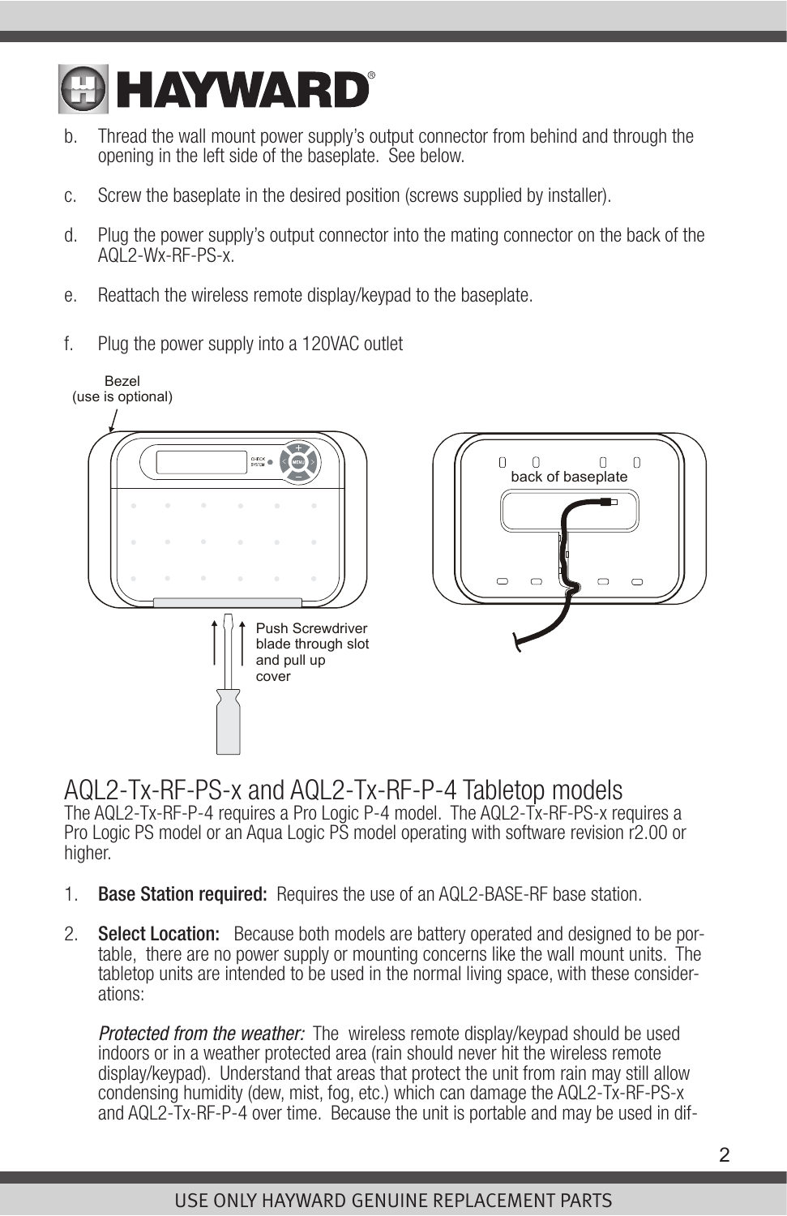b. Thread the wall mount power supply's output connector from behind and through the opening in the left side of the baseplate. See below.

c. Screw the baseplate in the desired position (screws supplied by installer).

d. Plug the power supply's output connector into the mating connector on the back of the AQL2-Wx-RF-PS-x.

e. Reattach the wireless remote display/keypad to the baseplate.

f. Plug the power supply into a 120VAC outlet

Bezel (use is optional)

Push Screwdriver blade through slot and pull up cover

back of baseplate

## AQL2-Tx-RF-PS-x and AQL2-Tx-RF-P-4 Tabletop models

The AQL2-Tx-RF-P-4 requires a Pro Logic P-4 model. The AQL2-Tx-RF-PS-x requires a Pro Logic PS model or an Aqua Logic PS model operating with software revision r2.00 or higher.

1. **Base Station required:** Requires the use of an AQL2-BASE-RF base station.

2. **Select Location:** Because both models are battery operated and designed to be portable, there are no power supply or mounting concerns like the wall mount units. The tabletop units are intended to be used in the normal living space, with these considerations:

   *Protected from the weather:* The wireless remote display/keypad should be used indoors or in a weather protected area (rain should never hit the wireless remote display/keypad). Understand that areas that protect the unit from rain may still allow condensing humidity (dew, mist, fog, etc.) which can damage the AQL2-Tx-RF-PS-x and AQL2-Tx-RF-P-4 over time. Because the unit is portable and may be used in dif-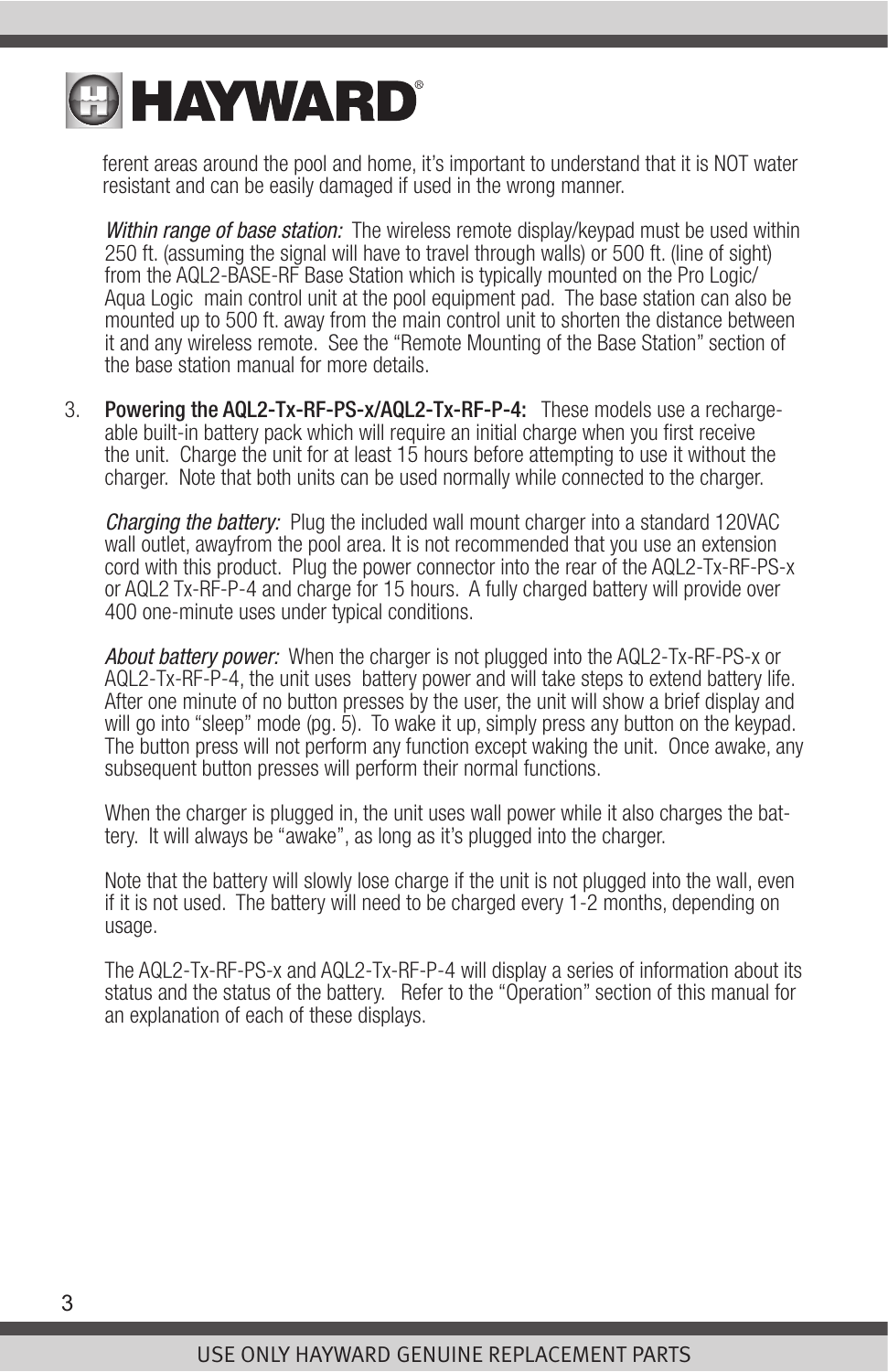ferent areas around the pool and home, it's important to understand that it is NOT water resistant and can be easily damaged if used in the wrong manner.

*Within range of base station:* The wireless remote display/keypad must be used within 250 ft. (assuming the signal will have to travel through walls) or 500 ft. (line of sight) from the AQL2-BASE-RF Base Station which is typically mounted on the Pro Logic/ Aqua Logic main control unit at the pool equipment pad. The base station can also be mounted up to 500 ft. away from the main control unit to shorten the distance between it and any wireless remote. See the "Remote Mounting of the Base Station" section of the base station manual for more details.

3. **Powering the AQL2-Tx-RF-PS-x/AQL2-Tx-RF-P-4:** These models use a rechargeable built-in battery pack which will require an initial charge when you first receive the unit. Charge the unit for at least 15 hours before attempting to use it without the charger. Note that both units can be used normally while connected to the charger.

   *Charging the battery:* Plug the included wall mount charger into a standard 120VAC wall outlet, awayfrom the pool area. It is not recommended that you use an extension cord with this product. Plug the power connector into the rear of the AQL2-Tx-RF-PS-x or AQL2 Tx-RF-P-4 and charge for 15 hours. A fully charged battery will provide over 400 one-minute uses under typical conditions.

   *About battery power:* When the charger is not plugged into the AQL2-Tx-RF-PS-x or AQL2-Tx-RF-P-4, the unit uses battery power and will take steps to extend battery life. After one minute of no button presses by the user, the unit will show a brief display and will go into "sleep" mode (pg. 5). To wake it up, simply press any button on the keypad. The button press will not perform any function except waking the unit. Once awake, any subsequent button presses will perform their normal functions.

   When the charger is plugged in, the unit uses wall power while it also charges the battery. It will always be "awake", as long as it's plugged into the charger.

   Note that the battery will slowly lose charge if the unit is not plugged into the wall, even if it is not used. The battery will need to be charged every 1-2 months, depending on usage.

   The AQL2-Tx-RF-PS-x and AQL2-Tx-RF-P-4 will display a series of information about its status and the status of the battery. Refer to the "Operation" section of this manual for an explanation of each of these displays.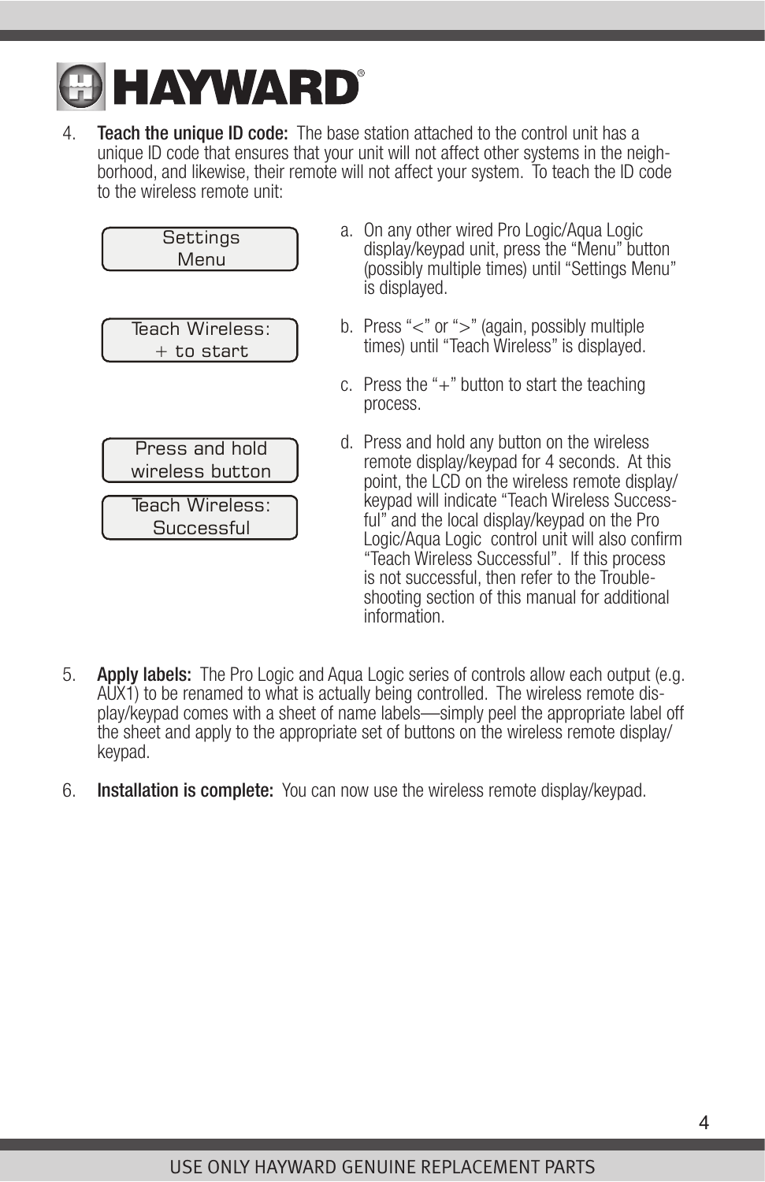4. **Teach the unique ID code:** The base station attached to the control unit has a unique ID code that ensures that your unit will not affect other systems in the neighborhood, and likewise, their remote will not affect your system. To teach the ID code to the wireless remote unit:

   ```
   Settings
   Menu
   ```

   a. On any other wired Pro Logic/Aqua Logic display/keypad unit, press the "Menu" button (possibly multiple times) until "Settings Menu" is displayed.

   ```
   Teach Wireless:
   + to start
   ```

   b. Press "<" or ">" (again, possibly multiple times) until "Teach Wireless" is displayed.

   c. Press the "+" button to start the teaching process.

   ```
   Press and hold
   wireless button
   ```

   ```
   Teach Wireless:
   Successful
   ```

   d. Press and hold any button on the wireless remote display/keypad for 4 seconds. At this point, the LCD on the wireless remote display/keypad will indicate "Teach Wireless Successful" and the local display/keypad on the Pro Logic/Aqua Logic control unit will also confirm "Teach Wireless Successful". If this process is not successful, then refer to the Troubleshooting section of this manual for additional information.

5. **Apply labels:** The Pro Logic and Aqua Logic series of controls allow each output (e.g. AUX1) to be renamed to what is actually being controlled. The wireless remote display/keypad comes with a sheet of name labels—simply peel the appropriate label off the sheet and apply to the appropriate set of buttons on the wireless remote display/keypad.

6. **Installation is complete:** You can now use the wireless remote display/keypad.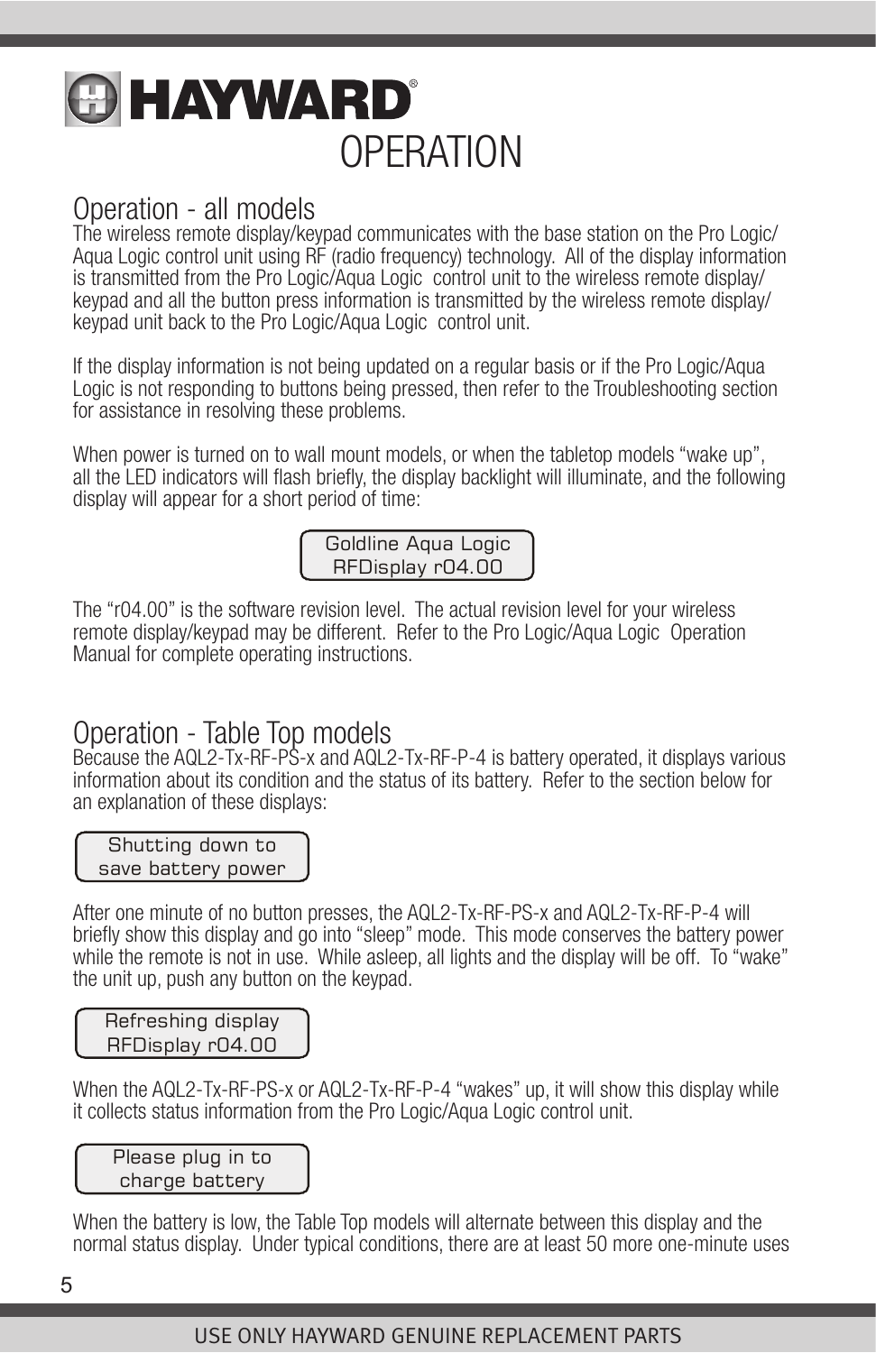# HAYWARD

# OPERATION

## Operation - all models

The wireless remote display/keypad communicates with the base station on the Pro Logic/ Aqua Logic control unit using RF (radio frequency) technology. All of the display information is transmitted from the Pro Logic/Aqua Logic control unit to the wireless remote display/ keypad and all the button press information is transmitted by the wireless remote display/ keypad unit back to the Pro Logic/Aqua Logic control unit.

If the display information is not being updated on a regular basis or if the Pro Logic/Aqua Logic is not responding to buttons being pressed, then refer to the Troubleshooting section for assistance in resolving these problems.

When power is turned on to wall mount models, or when the tabletop models "wake up", all the LED indicators will flash briefly, the display backlight will illuminate, and the following display will appear for a short period of time:

```
Goldline Aqua Logic
RFDisplay r04.00
```

The "r04.00" is the software revision level. The actual revision level for your wireless remote display/keypad may be different. Refer to the Pro Logic/Aqua Logic Operation Manual for complete operating instructions.

## Operation - Table Top models

Because the AQL2-Tx-RF-PS-x and AQL2-Tx-RF-P-4 is battery operated, it displays various information about its condition and the status of its battery. Refer to the section below for an explanation of these displays:

```
Shutting down to
save battery power
```

After one minute of no button presses, the AQL2-Tx-RF-PS-x and AQL2-Tx-RF-P-4 will briefly show this display and go into "sleep" mode. This mode conserves the battery power while the remote is not in use. While asleep, all lights and the display will be off. To "wake" the unit up, push any button on the keypad.

```
Refreshing display
RFDisplay r04.00
```

When the AQL2-Tx-RF-PS-x or AQL2-Tx-RF-P-4 "wakes" up, it will show this display while it collects status information from the Pro Logic/Aqua Logic control unit.

```
Please plug in to
charge battery
```

When the battery is low, the Table Top models will alternate between this display and the normal status display. Under typical conditions, there are at least 50 more one-minute uses

USE ONLY HAYWARD GENUINE REPLACEMENT PARTS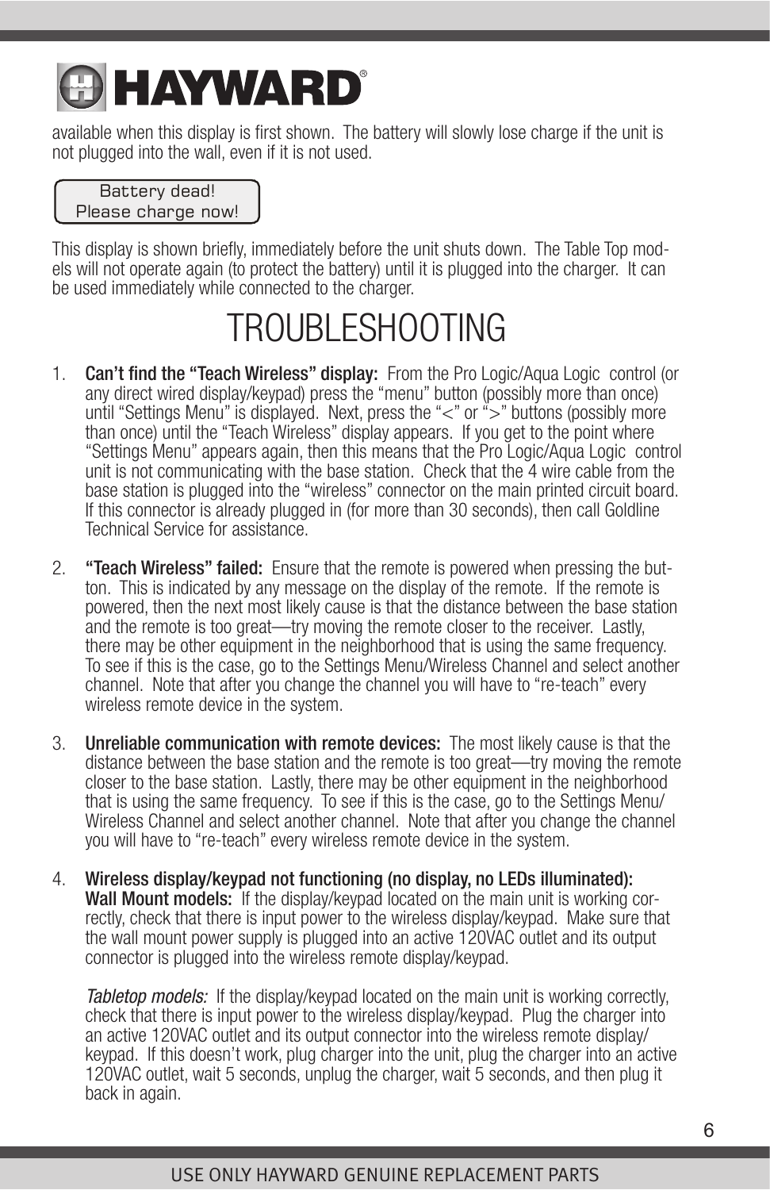available when this display is first shown. The battery will slowly lose charge if the unit is not plugged into the wall, even if it is not used.

```
Battery dead!
Please charge now!
```

This display is shown briefly, immediately before the unit shuts down. The Table Top models will not operate again (to protect the battery) until it is plugged into the charger. It can be used immediately while connected to the charger.

# TROUBLESHOOTING

1. **Can't find the "Teach Wireless" display:** From the Pro Logic/Aqua Logic control (or any direct wired display/keypad) press the "menu" button (possibly more than once) until "Settings Menu" is displayed. Next, press the "<" or ">" buttons (possibly more than once) until the "Teach Wireless" display appears. If you get to the point where "Settings Menu" appears again, then this means that the Pro Logic/Aqua Logic control unit is not communicating with the base station. Check that the 4 wire cable from the base station is plugged into the "wireless" connector on the main printed circuit board. If this connector is already plugged in (for more than 30 seconds), then call Goldline Technical Service for assistance.

2. **"Teach Wireless" failed:** Ensure that the remote is powered when pressing the button. This is indicated by any message on the display of the remote. If the remote is powered, then the next most likely cause is that the distance between the base station and the remote is too great—try moving the remote closer to the receiver. Lastly, there may be other equipment in the neighborhood that is using the same frequency. To see if this is the case, go to the Settings Menu/Wireless Channel and select another channel. Note that after you change the channel you will have to "re-teach" every wireless remote device in the system.

3. **Unreliable communication with remote devices:** The most likely cause is that the distance between the base station and the remote is too great—try moving the remote closer to the base station. Lastly, there may be other equipment in the neighborhood that is using the same frequency. To see if this is the case, go to the Settings Menu/Wireless Channel and select another channel. Note that after you change the channel you will have to "re-teach" every wireless remote device in the system.

4. **Wireless display/keypad not functioning (no display, no LEDs illuminated):**
   **Wall Mount models:** If the display/keypad located on the main unit is working correctly, check that there is input power to the wireless display/keypad. Make sure that the wall mount power supply is plugged into an active 120VAC outlet and its output connector is plugged into the wireless remote display/keypad.

   *Tabletop models:* If the display/keypad located on the main unit is working correctly, check that there is input power to the wireless display/keypad. Plug the charger into an active 120VAC outlet and its output connector into the wireless remote display/keypad. If this doesn't work, plug charger into the unit, plug the charger into an active 120VAC outlet, wait 5 seconds, unplug the charger, wait 5 seconds, and then plug it back in again.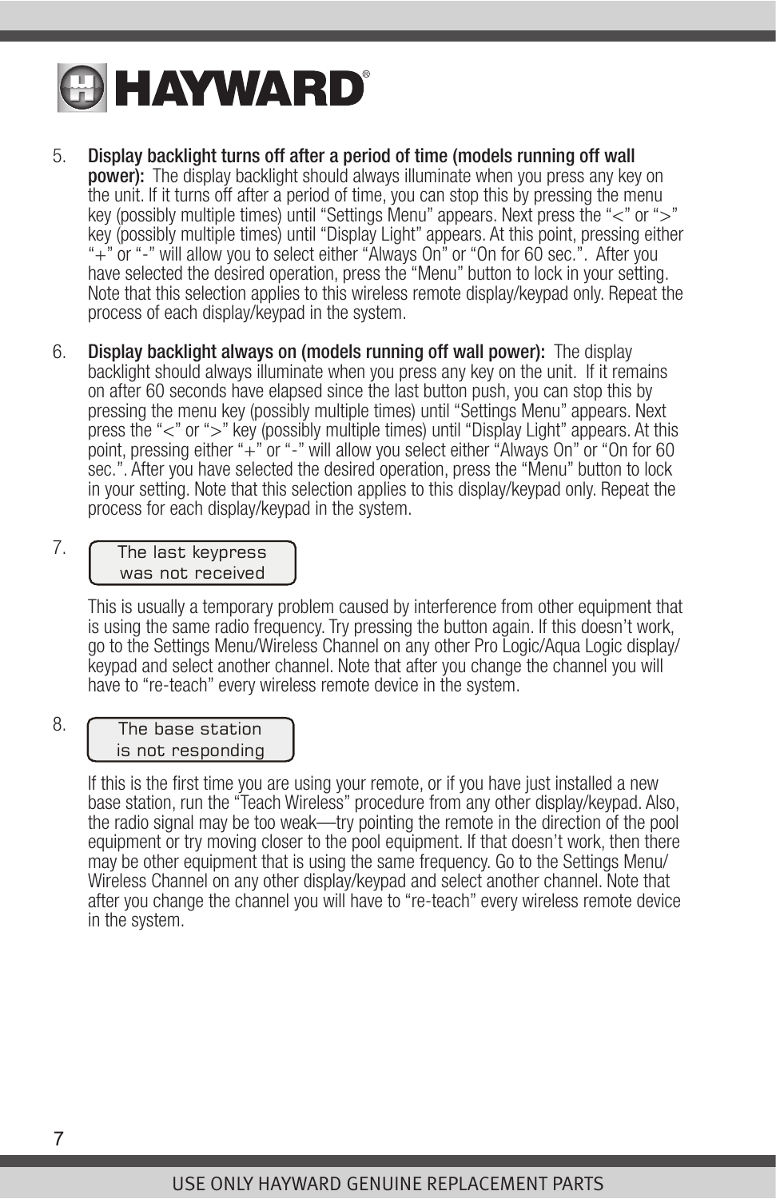5. **Display backlight turns off after a period of time (models running off wall power):** The display backlight should always illuminate when you press any key on the unit. If it turns off after a period of time, you can stop this by pressing the menu key (possibly multiple times) until “Settings Menu” appears. Next press the “<” or “>” key (possibly multiple times) until “Display Light” appears. At this point, pressing either “+” or “-” will allow you to select either “Always On” or “On for 60 sec.”. After you have selected the desired operation, press the “Menu” button to lock in your setting. Note that this selection applies to this wireless remote display/keypad only. Repeat the process of each display/keypad in the system.

6. **Display backlight always on (models running off wall power):** The display backlight should always illuminate when you press any key on the unit. If it remains on after 60 seconds have elapsed since the last button push, you can stop this by pressing the menu key (possibly multiple times) until “Settings Menu” appears. Next press the “<” or “>” key (possibly multiple times) until “Display Light” appears. At this point, pressing either “+” or “-” will allow you select either “Always On” or “On for 60 sec.”. After you have selected the desired operation, press the “Menu” button to lock in your setting. Note that this selection applies to this display/keypad only. Repeat the process for each display/keypad in the system.

7. 
```
The last keypress
was not received
```

   This is usually a temporary problem caused by interference from other equipment that is using the same radio frequency. Try pressing the button again. If this doesn’t work, go to the Settings Menu/Wireless Channel on any other Pro Logic/Aqua Logic display/keypad and select another channel. Note that after you change the channel you will have to “re-teach” every wireless remote device in the system.

8. 
```
The base station
is not responding
```

   If this is the first time you are using your remote, or if you have just installed a new base station, run the “Teach Wireless” procedure from any other display/keypad. Also, the radio signal may be too weak—try pointing the remote in the direction of the pool equipment or try moving closer to the pool equipment. If that doesn’t work, then there may be other equipment that is using the same frequency. Go to the Settings Menu/Wireless Channel on any other display/keypad and select another channel. Note that after you change the channel you will have to “re-teach” every wireless remote device in the system.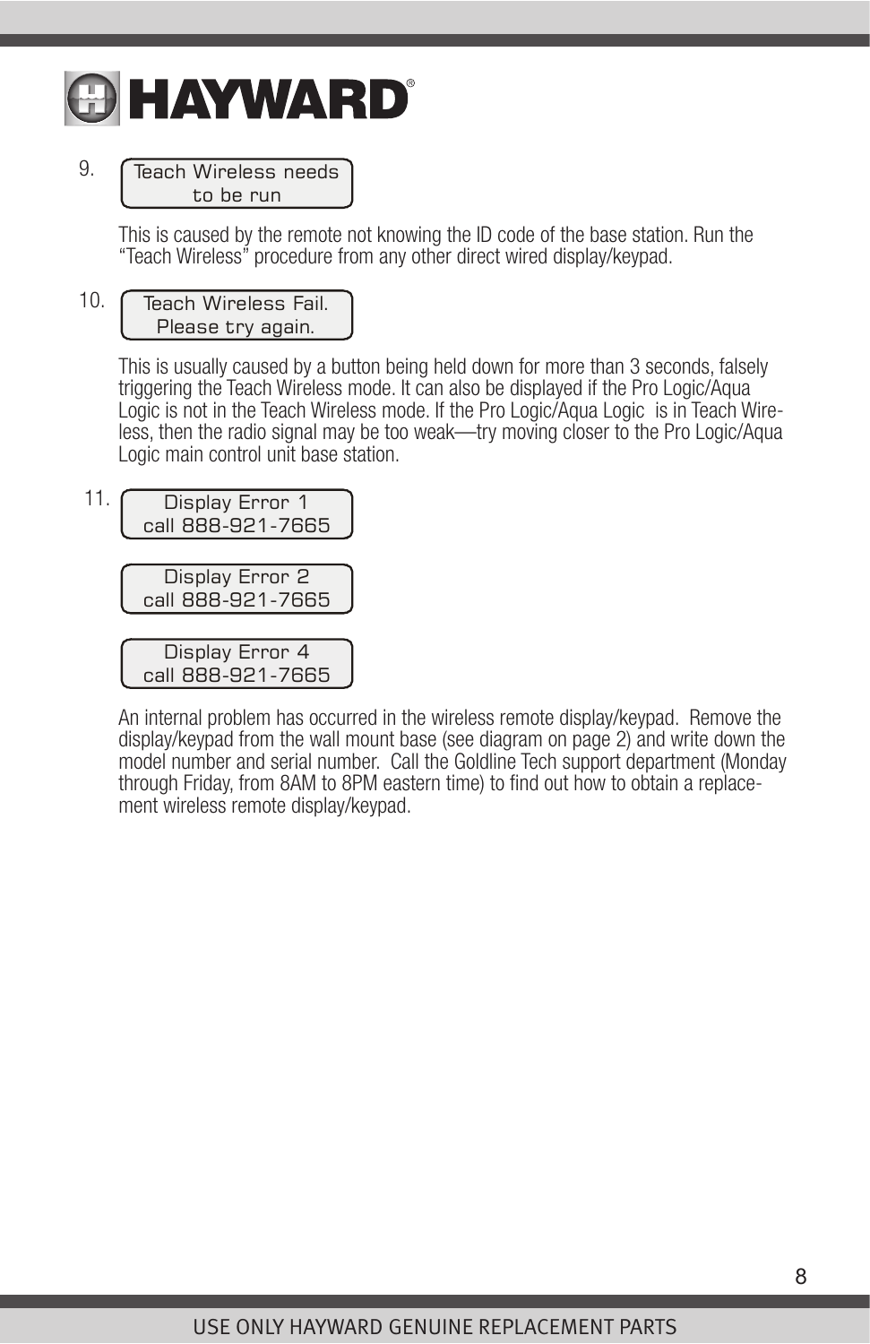9. 

```
Teach Wireless needs
to be run
```

This is caused by the remote not knowing the ID code of the base station. Run the "Teach Wireless" procedure from any other direct wired display/keypad.

10. 

```
Teach Wireless Fail.
Please try again.
```

This is usually caused by a button being held down for more than 3 seconds, falsely triggering the Teach Wireless mode. It can also be displayed if the Pro Logic/Aqua Logic is not in the Teach Wireless mode. If the Pro Logic/Aqua Logic is in Teach Wireless, then the radio signal may be too weak—try moving closer to the Pro Logic/Aqua Logic main control unit base station.

11. 

```
Display Error 1
call 888-921-7665
```

```
Display Error 2
call 888-921-7665
```

```
Display Error 4
call 888-921-7665
```

An internal problem has occurred in the wireless remote display/keypad. Remove the display/keypad from the wall mount base (see diagram on page 2) and write down the model number and serial number. Call the Goldline Tech support department (Monday through Friday, from 8AM to 8PM eastern time) to find out how to obtain a replacement wireless remote display/keypad.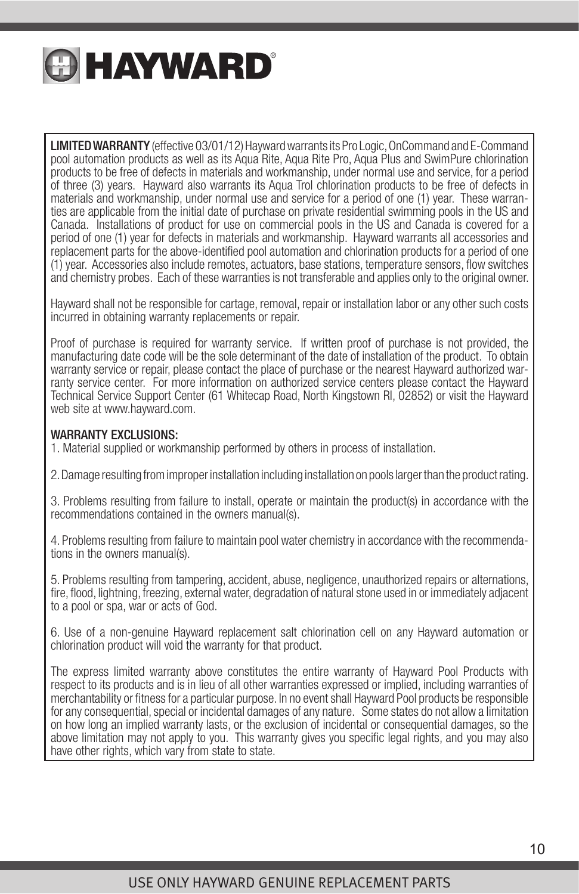**LIMITED WARRANTY** (effective 03/01/12) Hayward warrants its Pro Logic, OnCommand and E-Command pool automation products as well as its Aqua Rite, Aqua Rite Pro, Aqua Plus and SwimPure chlorination products to be free of defects in materials and workmanship, under normal use and service, for a period of three (3) years. Hayward also warrants its Aqua Trol chlorination products to be free of defects in materials and workmanship, under normal use and service for a period of one (1) year. These warranties are applicable from the initial date of purchase on private residential swimming pools in the US and Canada. Installations of product for use on commercial pools in the US and Canada is covered for a period of one (1) year for defects in materials and workmanship. Hayward warrants all accessories and replacement parts for the above-identified pool automation and chlorination products for a period of one (1) year. Accessories also include remotes, actuators, base stations, temperature sensors, flow switches and chemistry probes. Each of these warranties is not transferable and applies only to the original owner.

Hayward shall not be responsible for cartage, removal, repair or installation labor or any other such costs incurred in obtaining warranty replacements or repair.

Proof of purchase is required for warranty service. If written proof of purchase is not provided, the manufacturing date code will be the sole determinant of the date of installation of the product. To obtain warranty service or repair, please contact the place of purchase or the nearest Hayward authorized warranty service center. For more information on authorized service centers please contact the Hayward Technical Service Support Center (61 Whitecap Road, North Kingstown RI, 02852) or visit the Hayward web site at www.hayward.com.

**WARRANTY EXCLUSIONS:**

1. Material supplied or workmanship performed by others in process of installation.

2. Damage resulting from improper installation including installation on pools larger than the product rating.

3. Problems resulting from failure to install, operate or maintain the product(s) in accordance with the recommendations contained in the owners manual(s).

4. Problems resulting from failure to maintain pool water chemistry in accordance with the recommendations in the owners manual(s).

5. Problems resulting from tampering, accident, abuse, negligence, unauthorized repairs or alternations, fire, flood, lightning, freezing, external water, degradation of natural stone used in or immediately adjacent to a pool or spa, war or acts of God.

6. Use of a non-genuine Hayward replacement salt chlorination cell on any Hayward automation or chlorination product will void the warranty for that product.

The express limited warranty above constitutes the entire warranty of Hayward Pool Products with respect to its products and is in lieu of all other warranties expressed or implied, including warranties of merchantability or fitness for a particular purpose. In no event shall Hayward Pool products be responsible for any consequential, special or incidental damages of any nature. Some states do not allow a limitation on how long an implied warranty lasts, or the exclusion of incidental or consequential damages, so the above limitation may not apply to you. This warranty gives you specific legal rights, and you may also have other rights, which vary from state to state.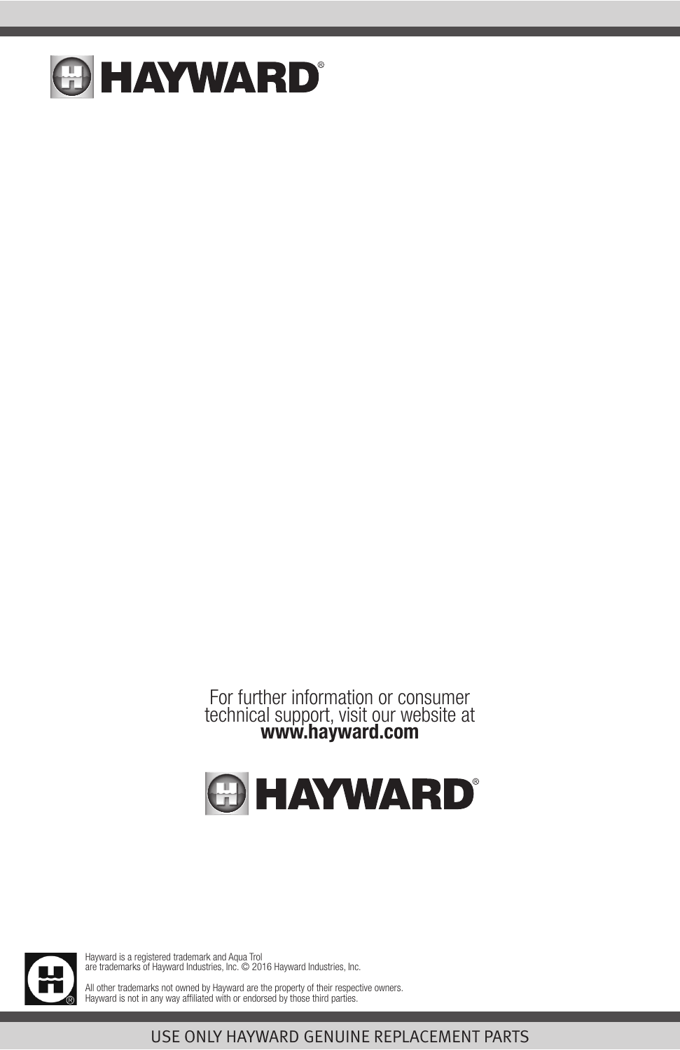HAYWARD®

For further information or consumer technical support, visit our website at
**www.hayward.com**

HAYWARD®

Hayward is a registered trademark and Aqua Trol
are trademarks of Hayward Industries, Inc. © 2016 Hayward Industries, Inc.

All other trademarks not owned by Hayward are the property of their respective owners.
Hayward is not in any way affiliated with or endorsed by those third parties.

USE ONLY HAYWARD GENUINE REPLACEMENT PARTS